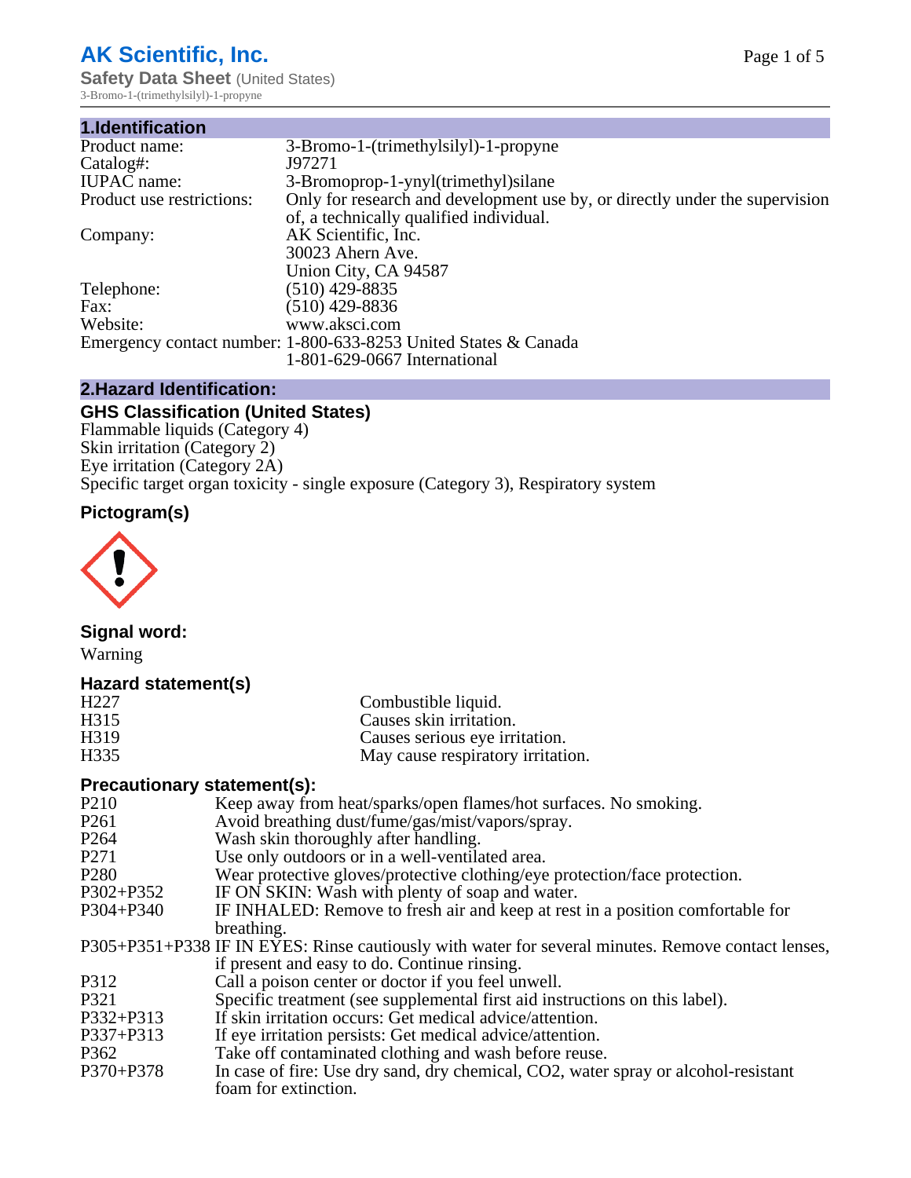# AK Scientific, Inc.

**Safety Data Sheet** (United States)

3-Bromo-1-(trimethylsilyl)-1-propyne

## 1.Identification

| | |
|---|---|
| Product name: | 3-Bromo-1-(trimethylsilyl)-1-propyne |
| Catalog#: | J97271 |
| IUPAC name: | 3-Bromoprop-1-ynyl(trimethyl)silane |
| Product use restrictions: | Only for research and development use by, or directly under the supervision of, a technically qualified individual. |
| Company: | AK Scientific, Inc.<br>30023 Ahern Ave.<br>Union City, CA 94587 |
| Telephone: | (510) 429-8835 |
| Fax: | (510) 429-8836 |
| Website: | www.aksci.com |
| Emergency contact number: | 1-800-633-8253 United States & Canada<br>1-801-629-0667 International |

## 2.Hazard Identification:

### GHS Classification (United States)

Flammable liquids (Category 4)
Skin irritation (Category 2)
Eye irritation (Category 2A)
Specific target organ toxicity - single exposure (Category 3), Respiratory system

### Pictogram(s)

### Signal word:

Warning

### Hazard statement(s)

| | |
|---|---|
| H227 | Combustible liquid. |
| H315 | Causes skin irritation. |
| H319 | Causes serious eye irritation. |
| H335 | May cause respiratory irritation. |

### Precautionary statement(s):

| | |
|---|---|
| P210 | Keep away from heat/sparks/open flames/hot surfaces. No smoking. |
| P261 | Avoid breathing dust/fume/gas/mist/vapors/spray. |
| P264 | Wash skin thoroughly after handling. |
| P271 | Use only outdoors or in a well-ventilated area. |
| P280 | Wear protective gloves/protective clothing/eye protection/face protection. |
| P302+P352 | IF ON SKIN: Wash with plenty of soap and water. |
| P304+P340 | IF INHALED: Remove to fresh air and keep at rest in a position comfortable for breathing. |
| P305+P351+P338 | IF IN EYES: Rinse cautiously with water for several minutes. Remove contact lenses, if present and easy to do. Continue rinsing. |
| P312 | Call a poison center or doctor if you feel unwell. |
| P321 | Specific treatment (see supplemental first aid instructions on this label). |
| P332+P313 | If skin irritation occurs: Get medical advice/attention. |
| P337+P313 | If eye irritation persists: Get medical advice/attention. |
| P362 | Take off contaminated clothing and wash before reuse. |
| P370+P378 | In case of fire: Use dry sand, dry chemical, CO2, water spray or alcohol-resistant foam for extinction. |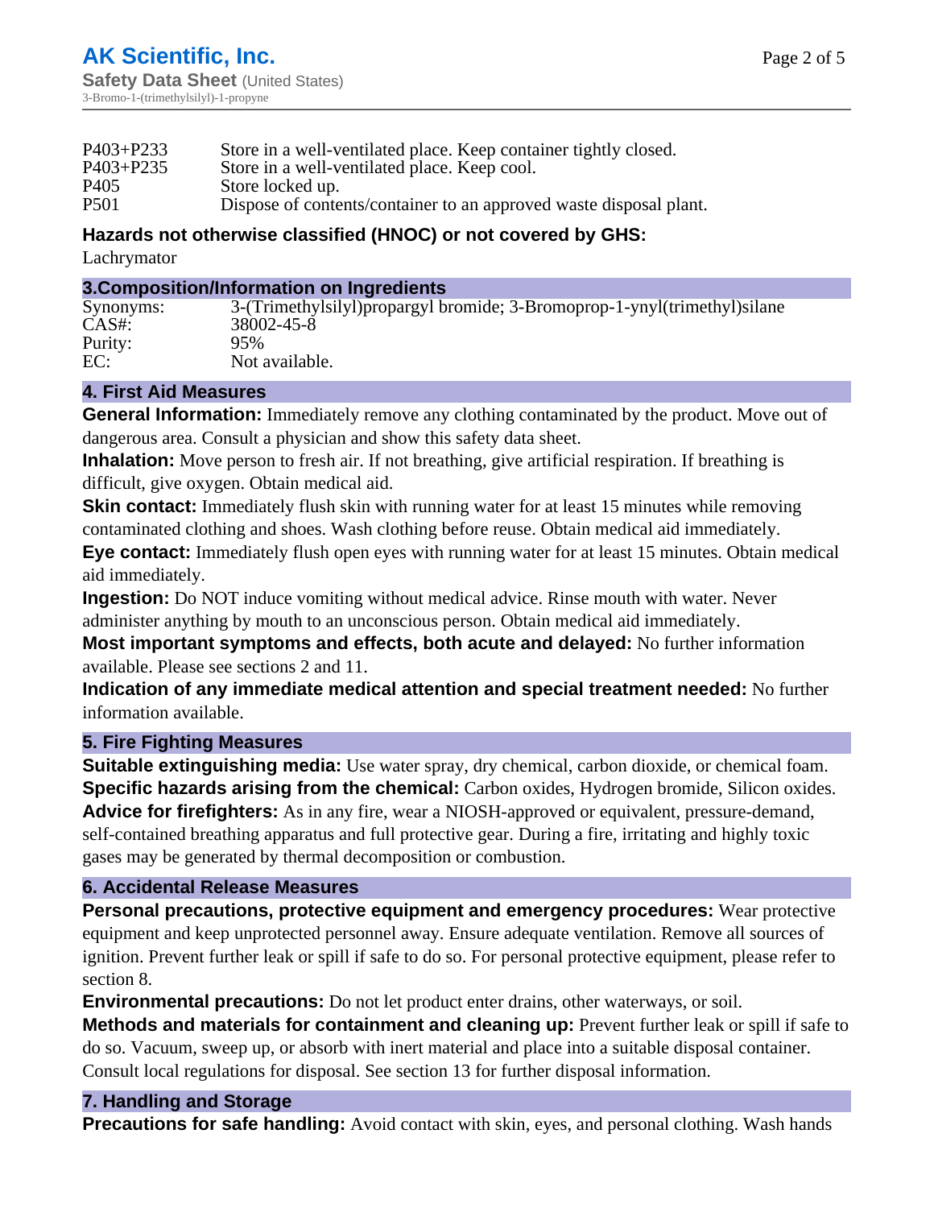| | |
|---|---|
| P403+P233 | Store in a well-ventilated place. Keep container tightly closed. |
| P403+P235 | Store in a well-ventilated place. Keep cool. |
| P405 | Store locked up. |
| P501 | Dispose of contents/container to an approved waste disposal plant. |

**Hazards not otherwise classified (HNOC) or not covered by GHS:**

Lachrymator

## 3.Composition/Information on Ingredients

| | |
|---|---|
| Synonyms: | 3-(Trimethylsilyl)propargyl bromide; 3-Bromoprop-1-ynyl(trimethyl)silane |
| CAS#: | 38002-45-8 |
| Purity: | 95% |
| EC: | Not available. |

## 4. First Aid Measures

**General Information:** Immediately remove any clothing contaminated by the product. Move out of dangerous area. Consult a physician and show this safety data sheet.

**Inhalation:** Move person to fresh air. If not breathing, give artificial respiration. If breathing is difficult, give oxygen. Obtain medical aid.

**Skin contact:** Immediately flush skin with running water for at least 15 minutes while removing contaminated clothing and shoes. Wash clothing before reuse. Obtain medical aid immediately.

**Eye contact:** Immediately flush open eyes with running water for at least 15 minutes. Obtain medical aid immediately.

**Ingestion:** Do NOT induce vomiting without medical advice. Rinse mouth with water. Never administer anything by mouth to an unconscious person. Obtain medical aid immediately.

**Most important symptoms and effects, both acute and delayed:** No further information available. Please see sections 2 and 11.

**Indication of any immediate medical attention and special treatment needed:** No further information available.

## 5. Fire Fighting Measures

**Suitable extinguishing media:** Use water spray, dry chemical, carbon dioxide, or chemical foam.

**Specific hazards arising from the chemical:** Carbon oxides, Hydrogen bromide, Silicon oxides.

**Advice for firefighters:** As in any fire, wear a NIOSH-approved or equivalent, pressure-demand, self-contained breathing apparatus and full protective gear. During a fire, irritating and highly toxic gases may be generated by thermal decomposition or combustion.

## 6. Accidental Release Measures

**Personal precautions, protective equipment and emergency procedures:** Wear protective equipment and keep unprotected personnel away. Ensure adequate ventilation. Remove all sources of ignition. Prevent further leak or spill if safe to do so. For personal protective equipment, please refer to section 8.

**Environmental precautions:** Do not let product enter drains, other waterways, or soil.

**Methods and materials for containment and cleaning up:** Prevent further leak or spill if safe to do so. Vacuum, sweep up, or absorb with inert material and place into a suitable disposal container. Consult local regulations for disposal. See section 13 for further disposal information.

## 7. Handling and Storage

**Precautions for safe handling:** Avoid contact with skin, eyes, and personal clothing. Wash hands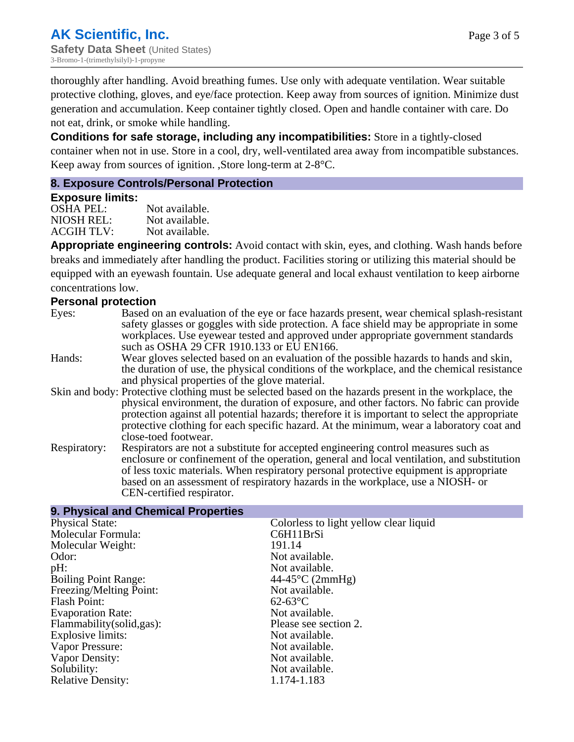thoroughly after handling. Avoid breathing fumes. Use only with adequate ventilation. Wear suitable protective clothing, gloves, and eye/face protection. Keep away from sources of ignition. Minimize dust generation and accumulation. Keep container tightly closed. Open and handle container with care. Do not eat, drink, or smoke while handling.

**Conditions for safe storage, including any incompatibilities:** Store in a tightly-closed container when not in use. Store in a cool, dry, well-ventilated area away from incompatible substances. Keep away from sources of ignition. ,Store long-term at 2-8°C.

## 8. Exposure Controls/Personal Protection

### Exposure limits:

| | |
|---|---|
| OSHA PEL: | Not available. |
| NIOSH REL: | Not available. |
| ACGIH TLV: | Not available. |

**Appropriate engineering controls:** Avoid contact with skin, eyes, and clothing. Wash hands before breaks and immediately after handling the product. Facilities storing or utilizing this material should be equipped with an eyewash fountain. Use adequate general and local exhaust ventilation to keep airborne concentrations low.

### Personal protection

| | |
|---|---|
| Eyes: | Based on an evaluation of the eye or face hazards present, wear chemical splash-resistant safety glasses or goggles with side protection. A face shield may be appropriate in some workplaces. Use eyewear tested and approved under appropriate government standards such as OSHA 29 CFR 1910.133 or EU EN166. |
| Hands: | Wear gloves selected based on an evaluation of the possible hazards to hands and skin, the duration of use, the physical conditions of the workplace, and the chemical resistance and physical properties of the glove material. |
| Skin and body: | Protective clothing must be selected based on the hazards present in the workplace, the physical environment, the duration of exposure, and other factors. No fabric can provide protection against all potential hazards; therefore it is important to select the appropriate protective clothing for each specific hazard. At the minimum, wear a laboratory coat and close-toed footwear. |
| Respiratory: | Respirators are not a substitute for accepted engineering control measures such as enclosure or confinement of the operation, general and local ventilation, and substitution of less toxic materials. When respiratory personal protective equipment is appropriate based on an assessment of respiratory hazards in the workplace, use a NIOSH- or CEN-certified respirator. |

## 9. Physical and Chemical Properties

| | |
|---|---|
| Physical State: | Colorless to light yellow clear liquid |
| Molecular Formula: | C6H11BrSi |
| Molecular Weight: | 191.14 |
| Odor: | Not available. |
| pH: | Not available. |
| Boiling Point Range: | 44-45°C (2mmHg) |
| Freezing/Melting Point: | Not available. |
| Flash Point: | 62-63°C |
| Evaporation Rate: | Not available. |
| Flammability(solid,gas): | Please see section 2. |
| Explosive limits: | Not available. |
| Vapor Pressure: | Not available. |
| Vapor Density: | Not available. |
| Solubility: | Not available. |
| Relative Density: | 1.174-1.183 |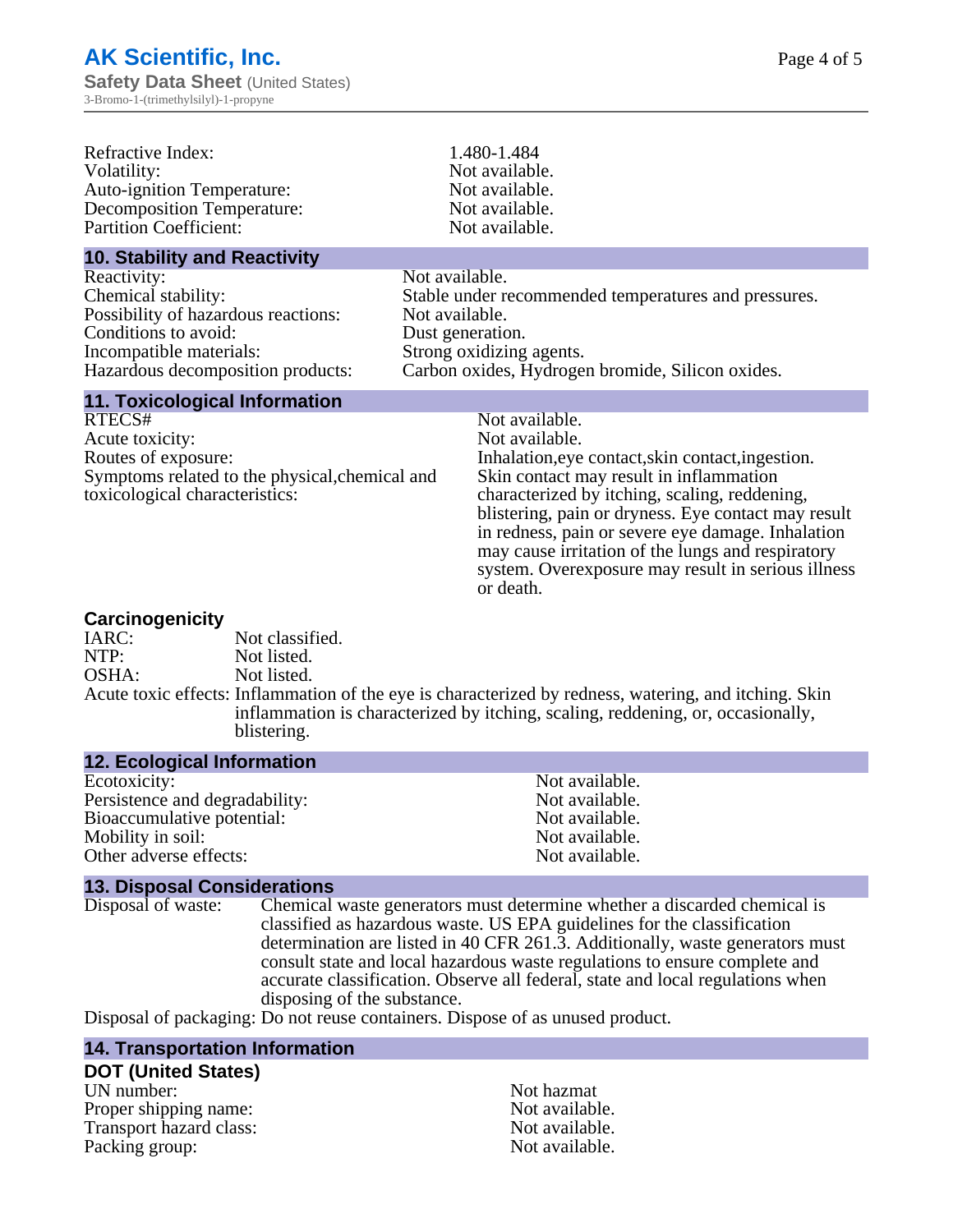| | |
|---|---|
| Refractive Index: | 1.480-1.484 |
| Volatility: | Not available. |
| Auto-ignition Temperature: | Not available. |
| Decomposition Temperature: | Not available. |
| Partition Coefficient: | Not available. |

## 10. Stability and Reactivity

| | |
|---|---|
| Reactivity: | Not available. |
| Chemical stability: | Stable under recommended temperatures and pressures. |
| Possibility of hazardous reactions: | Not available. |
| Conditions to avoid: | Dust generation. |
| Incompatible materials: | Strong oxidizing agents. |
| Hazardous decomposition products: | Carbon oxides, Hydrogen bromide, Silicon oxides. |

## 11. Toxicological Information

| | |
|---|---|
| RTECS# | Not available. |
| Acute toxicity: | Not available. |
| Routes of exposure: | Inhalation,eye contact,skin contact,ingestion. |
| Symptoms related to the physical,chemical and toxicological characteristics: | Skin contact may result in inflammation characterized by itching, scaling, reddening, blistering, pain or dryness. Eye contact may result in redness, pain or severe eye damage. Inhalation may cause irritation of the lungs and respiratory system. Overexposure may result in serious illness or death. |

### Carcinogenicity

| | |
|---|---|
| IARC: | Not classified. |
| NTP: | Not listed. |
| OSHA: | Not listed. |
| Acute toxic effects: | Inflammation of the eye is characterized by redness, watering, and itching. Skin inflammation is characterized by itching, scaling, reddening, or, occasionally, blistering. |

## 12. Ecological Information

| | |
|---|---|
| Ecotoxicity: | Not available. |
| Persistence and degradability: | Not available. |
| Bioaccumulative potential: | Not available. |
| Mobility in soil: | Not available. |
| Other adverse effects: | Not available. |

## 13. Disposal Considerations

| | |
|---|---|
| Disposal of waste: | Chemical waste generators must determine whether a discarded chemical is classified as hazardous waste. US EPA guidelines for the classification determination are listed in 40 CFR 261.3. Additionally, waste generators must consult state and local hazardous waste regulations to ensure complete and accurate classification. Observe all federal, state and local regulations when disposing of the substance. |
| Disposal of packaging: | Do not reuse containers. Dispose of as unused product. |

## 14. Transportation Information

### DOT (United States)

| | |
|---|---|
| UN number: | Not hazmat |
| Proper shipping name: | Not available. |
| Transport hazard class: | Not available. |
| Packing group: | Not available. |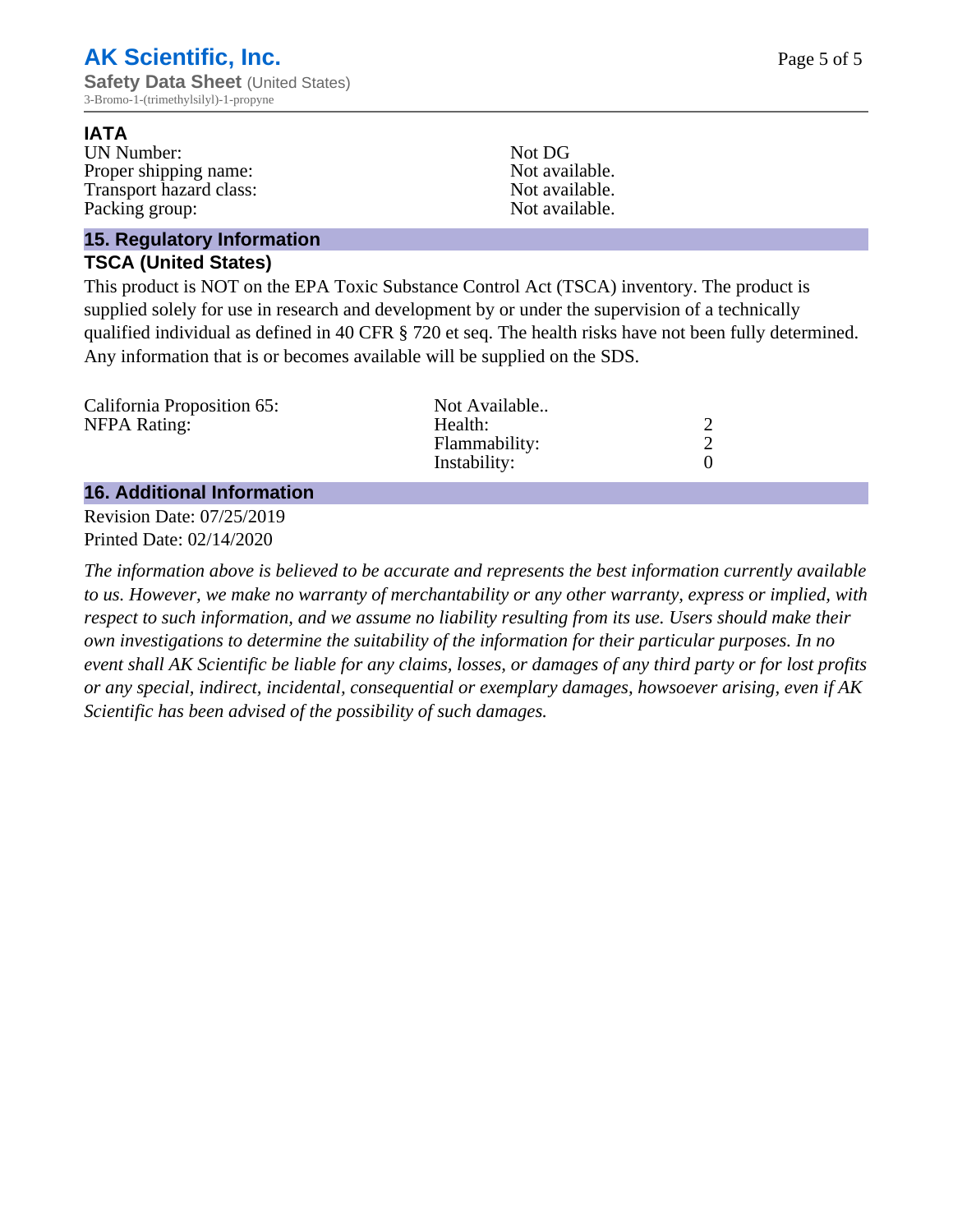### IATA

| | |
|---|---|
| UN Number: | Not DG |
| Proper shipping name: | Not available. |
| Transport hazard class: | Not available. |
| Packing group: | Not available. |

## 15. Regulatory Information

### TSCA (United States)

This product is NOT on the EPA Toxic Substance Control Act (TSCA) inventory. The product is supplied solely for use in research and development by or under the supervision of a technically qualified individual as defined in 40 CFR § 720 et seq. The health risks have not been fully determined. Any information that is or becomes available will be supplied on the SDS.

| | | |
|---|---|---|
| California Proposition 65: | Not Available.. | |
| NFPA Rating: | Health: | 2 |
| | Flammability: | 2 |
| | Instability: | 0 |

## 16. Additional Information

Revision Date: 07/25/2019

Printed Date: 02/14/2020

*The information above is believed to be accurate and represents the best information currently available to us. However, we make no warranty of merchantability or any other warranty, express or implied, with respect to such information, and we assume no liability resulting from its use. Users should make their own investigations to determine the suitability of the information for their particular purposes. In no event shall AK Scientific be liable for any claims, losses, or damages of any third party or for lost profits or any special, indirect, incidental, consequential or exemplary damages, howsoever arising, even if AK Scientific has been advised of the possibility of such damages.*